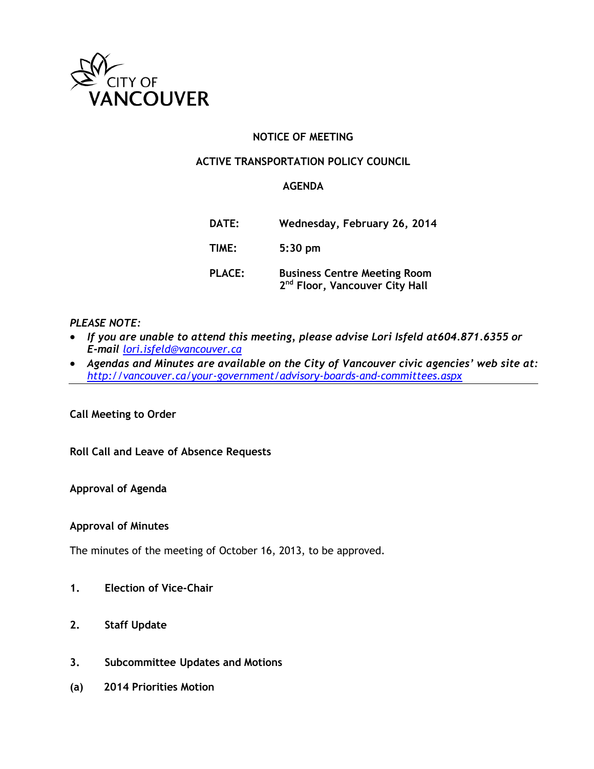CITY OF VANCOUVER

# NOTICE OF MEETING

## ACTIVE TRANSPORTATION POLICY COUNCIL

## AGENDA

**DATE:** Wednesday, February 26, 2014

**TIME:** 5:30 pm

**PLACE:** Business Centre Meeting Room
2nd Floor, Vancouver City Hall

*PLEASE NOTE:*

- ***If you are unable to attend this meeting, please advise Lori Isfeld at604.871.6355 or E-mail** lori.isfeld@vancouver.ca*
- ***Agendas and Minutes are available on the City of Vancouver civic agencies' web site at:** http://vancouver.ca/your-government/advisory-boards-and-committees.aspx*

---

**Call Meeting to Order**

**Roll Call and Leave of Absence Requests**

**Approval of Agenda**

**Approval of Minutes**

The minutes of the meeting of October 16, 2013, to be approved.

**1. Election of Vice-Chair**

**2. Staff Update**

**3. Subcommittee Updates and Motions**

**(a) 2014 Priorities Motion**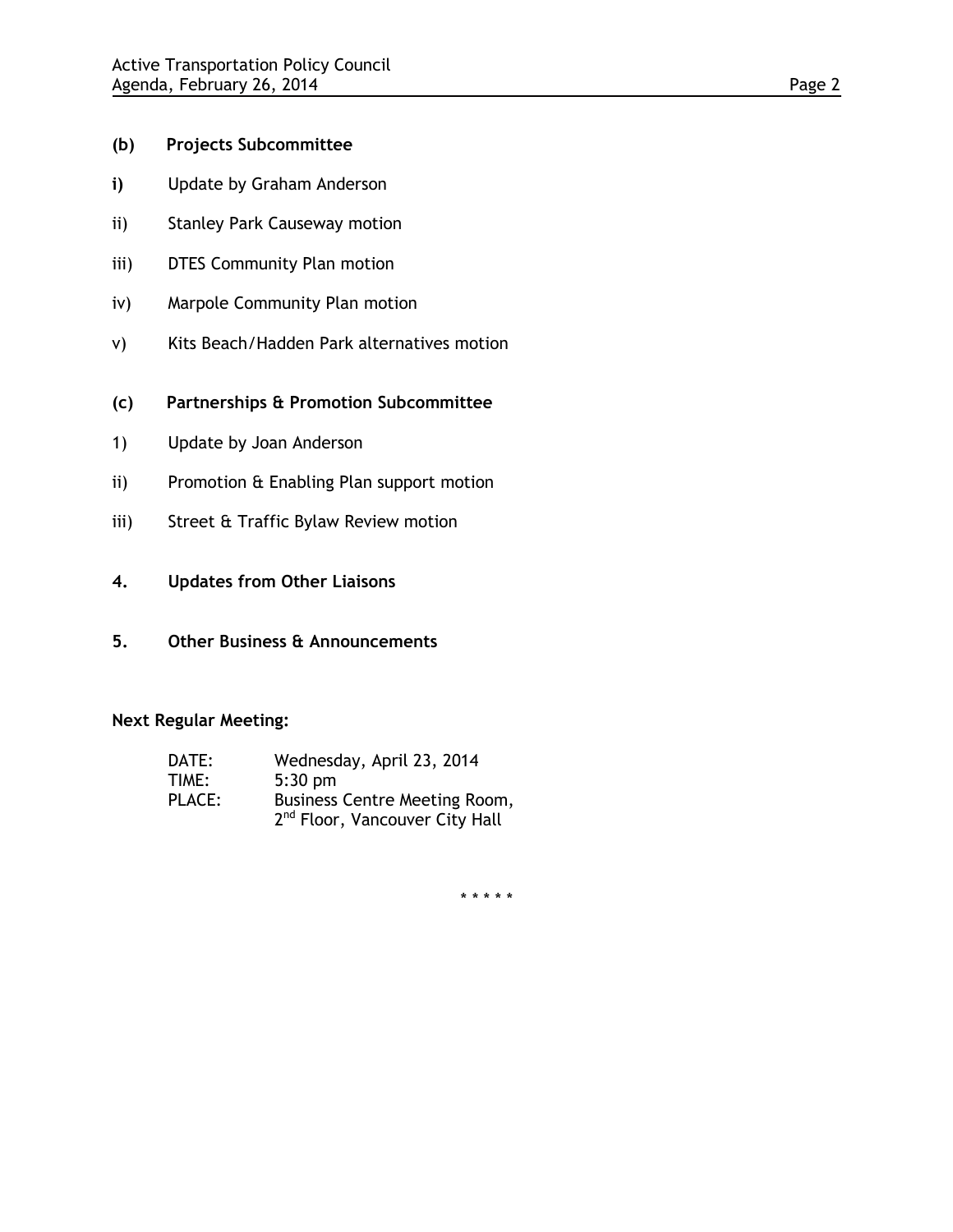**(b) Projects Subcommittee**

**i)** Update by Graham Anderson

ii) Stanley Park Causeway motion

iii) DTES Community Plan motion

iv) Marpole Community Plan motion

v) Kits Beach/Hadden Park alternatives motion

**(c) Partnerships & Promotion Subcommittee**

1) Update by Joan Anderson

ii) Promotion & Enabling Plan support motion

iii) Street & Traffic Bylaw Review motion

**4. Updates from Other Liaisons**

**5. Other Business & Announcements**

**Next Regular Meeting:**

| | |
|---|---|
| DATE: | Wednesday, April 23, 2014 |
| TIME: | 5:30 pm |
| PLACE: | Business Centre Meeting Room, 2nd Floor, Vancouver City Hall |

\* \* \* \* \*